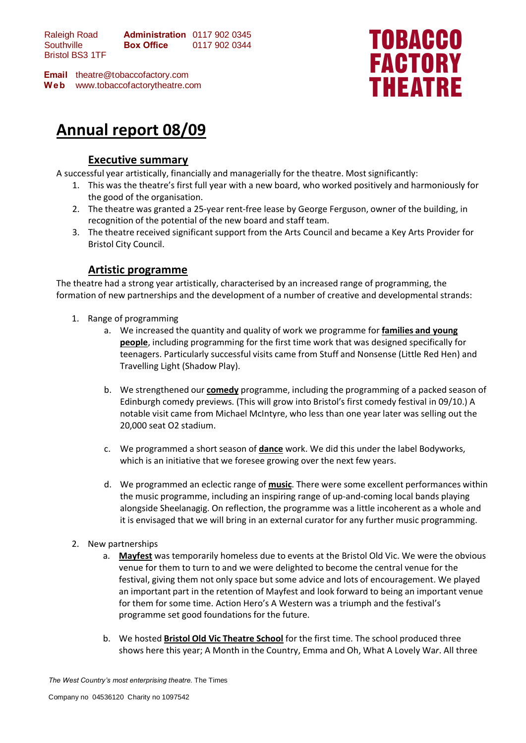Raleigh Road
Southville
Bristol BS3 1TF

**Administration** 0117 902 0345
**Box Office** 0117 902 0344

**Email** theatre@tobaccofactory.com
**Web** www.tobaccofactorytheatre.com

**TOBACCO FACTORY THEATRE**

# Annual report 08/09

## Executive summary

A successful year artistically, financially and managerially for the theatre. Most significantly:

1. This was the theatre's first full year with a new board, who worked positively and harmoniously for the good of the organisation.
2. The theatre was granted a 25-year rent-free lease by George Ferguson, owner of the building, in recognition of the potential of the new board and staff team.
3. The theatre received significant support from the Arts Council and became a Key Arts Provider for Bristol City Council.

## Artistic programme

The theatre had a strong year artistically, characterised by an increased range of programming, the formation of new partnerships and the development of a number of creative and developmental strands:

1. Range of programming
    a. We increased the quantity and quality of work we programme for **families and young people**, including programming for the first time work that was designed specifically for teenagers. Particularly successful visits came from Stuff and Nonsense (Little Red Hen) and Travelling Light (Shadow Play).

    b. We strengthened our **comedy** programme, including the programming of a packed season of Edinburgh comedy previews. (This will grow into Bristol's first comedy festival in 09/10.) A notable visit came from Michael McIntyre, who less than one year later was selling out the 20,000 seat O2 stadium.

    c. We programmed a short season of **dance** work. We did this under the label Bodyworks, which is an initiative that we foresee growing over the next few years.

    d. We programmed an eclectic range of **music**. There were some excellent performances within the music programme, including an inspiring range of up-and-coming local bands playing alongside Sheelanagig. On reflection, the programme was a little incoherent as a whole and it is envisaged that we will bring in an external curator for any further music programming.

2. New partnerships
    a. **Mayfest** was temporarily homeless due to events at the Bristol Old Vic. We were the obvious venue for them to turn to and we were delighted to become the central venue for the festival, giving them not only space but some advice and lots of encouragement. We played an important part in the retention of Mayfest and look forward to being an important venue for them for some time. Action Hero's A Western was a triumph and the festival's programme set good foundations for the future.

    b. We hosted **Bristol Old Vic Theatre School** for the first time. The school produced three shows here this year; A Month in the Country, Emma and Oh, What A Lovely War. All three

*The West Country's most enterprising theatre.* The Times

Company no 04536120 Charity no 1097542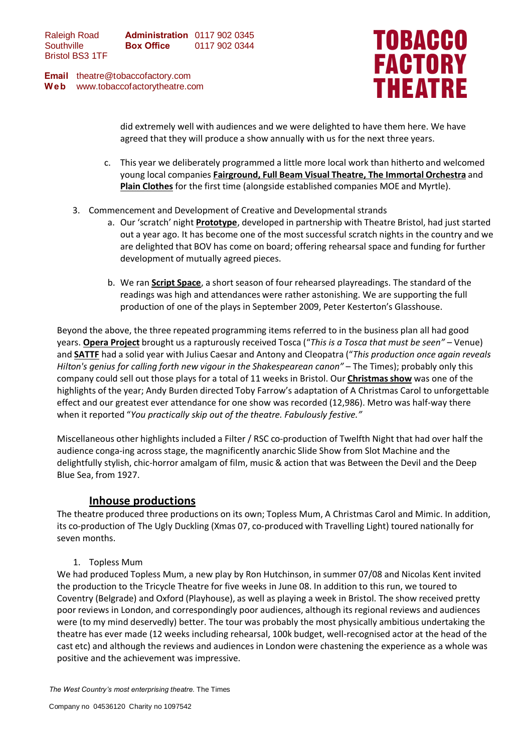did extremely well with audiences and we were delighted to have them here. We have agreed that they will produce a show annually with us for the next three years.

c. This year we deliberately programmed a little more local work than hitherto and welcomed young local companies **Fairground, Full Beam Visual Theatre, The Immortal Orchestra** and **Plain Clothes** for the first time (alongside established companies MOE and Myrtle).

3. Commencement and Development of Creative and Developmental strands
   a. Our 'scratch' night **Prototype**, developed in partnership with Theatre Bristol, had just started out a year ago. It has become one of the most successful scratch nights in the country and we are delighted that BOV has come on board; offering rehearsal space and funding for further development of mutually agreed pieces.

   b. We ran **Script Space**, a short season of four rehearsed playreadings. The standard of the readings was high and attendances were rather astonishing. We are supporting the full production of one of the plays in September 2009, Peter Kesterton's Glasshouse.

Beyond the above, the three repeated programming items referred to in the business plan all had good years. **Opera Project** brought us a rapturously received Tosca (*"This is a Tosca that must be seen"* – Venue) and **SATTF** had a solid year with Julius Caesar and Antony and Cleopatra (*"This production once again reveals Hilton's genius for calling forth new vigour in the Shakespearean canon"* – The Times); probably only this company could sell out those plays for a total of 11 weeks in Bristol. Our **Christmas show** was one of the highlights of the year; Andy Burden directed Toby Farrow's adaptation of A Christmas Carol to unforgettable effect and our greatest ever attendance for one show was recorded (12,986). Metro was half-way there when it reported *"You practically skip out of the theatre. Fabulously festive."*

Miscellaneous other highlights included a Filter / RSC co-production of Twelfth Night that had over half the audience conga-ing across stage, the magnificently anarchic Slide Show from Slot Machine and the delightfully stylish, chic-horror amalgam of film, music & action that was Between the Devil and the Deep Blue Sea, from 1927.

## Inhouse productions

The theatre produced three productions on its own; Topless Mum, A Christmas Carol and Mimic. In addition, its co-production of The Ugly Duckling (Xmas 07, co-produced with Travelling Light) toured nationally for seven months.

1. Topless Mum

We had produced Topless Mum, a new play by Ron Hutchinson, in summer 07/08 and Nicolas Kent invited the production to the Tricycle Theatre for five weeks in June 08. In addition to this run, we toured to Coventry (Belgrade) and Oxford (Playhouse), as well as playing a week in Bristol. The show received pretty poor reviews in London, and correspondingly poor audiences, although its regional reviews and audiences were (to my mind deservedly) better. The tour was probably the most physically ambitious undertaking the theatre has ever made (12 weeks including rehearsal, 100k budget, well-recognised actor at the head of the cast etc) and although the reviews and audiences in London were chastening the experience as a whole was positive and the achievement was impressive.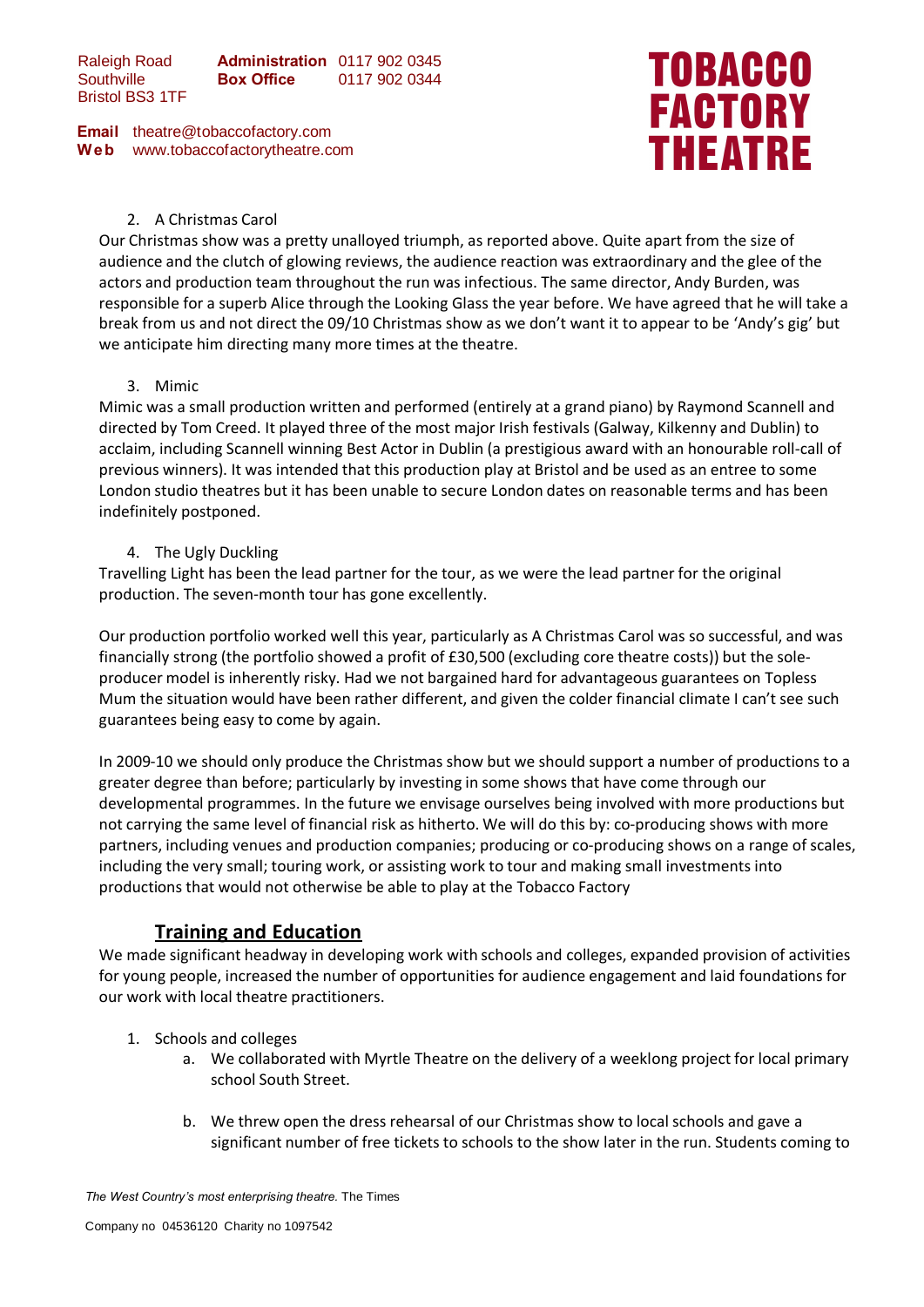2. A Christmas Carol

Our Christmas show was a pretty unalloyed triumph, as reported above. Quite apart from the size of audience and the clutch of glowing reviews, the audience reaction was extraordinary and the glee of the actors and production team throughout the run was infectious. The same director, Andy Burden, was responsible for a superb Alice through the Looking Glass the year before. We have agreed that he will take a break from us and not direct the 09/10 Christmas show as we don't want it to appear to be 'Andy's gig' but we anticipate him directing many more times at the theatre.

3. Mimic

Mimic was a small production written and performed (entirely at a grand piano) by Raymond Scannell and directed by Tom Creed. It played three of the most major Irish festivals (Galway, Kilkenny and Dublin) to acclaim, including Scannell winning Best Actor in Dublin (a prestigious award with an honourable roll-call of previous winners). It was intended that this production play at Bristol and be used as an entree to some London studio theatres but it has been unable to secure London dates on reasonable terms and has been indefinitely postponed.

4. The Ugly Duckling

Travelling Light has been the lead partner for the tour, as we were the lead partner for the original production. The seven-month tour has gone excellently.

Our production portfolio worked well this year, particularly as A Christmas Carol was so successful, and was financially strong (the portfolio showed a profit of £30,500 (excluding core theatre costs)) but the sole-producer model is inherently risky. Had we not bargained hard for advantageous guarantees on Topless Mum the situation would have been rather different, and given the colder financial climate I can't see such guarantees being easy to come by again.

In 2009-10 we should only produce the Christmas show but we should support a number of productions to a greater degree than before; particularly by investing in some shows that have come through our developmental programmes. In the future we envisage ourselves being involved with more productions but not carrying the same level of financial risk as hitherto. We will do this by: co-producing shows with more partners, including venues and production companies; producing or co-producing shows on a range of scales, including the very small; touring work, or assisting work to tour and making small investments into productions that would not otherwise be able to play at the Tobacco Factory

## Training and Education

We made significant headway in developing work with schools and colleges, expanded provision of activities for young people, increased the number of opportunities for audience engagement and laid foundations for our work with local theatre practitioners.

1. Schools and colleges
   a. We collaborated with Myrtle Theatre on the delivery of a weeklong project for local primary school South Street.
   b. We threw open the dress rehearsal of our Christmas show to local schools and gave a significant number of free tickets to schools to the show later in the run. Students coming to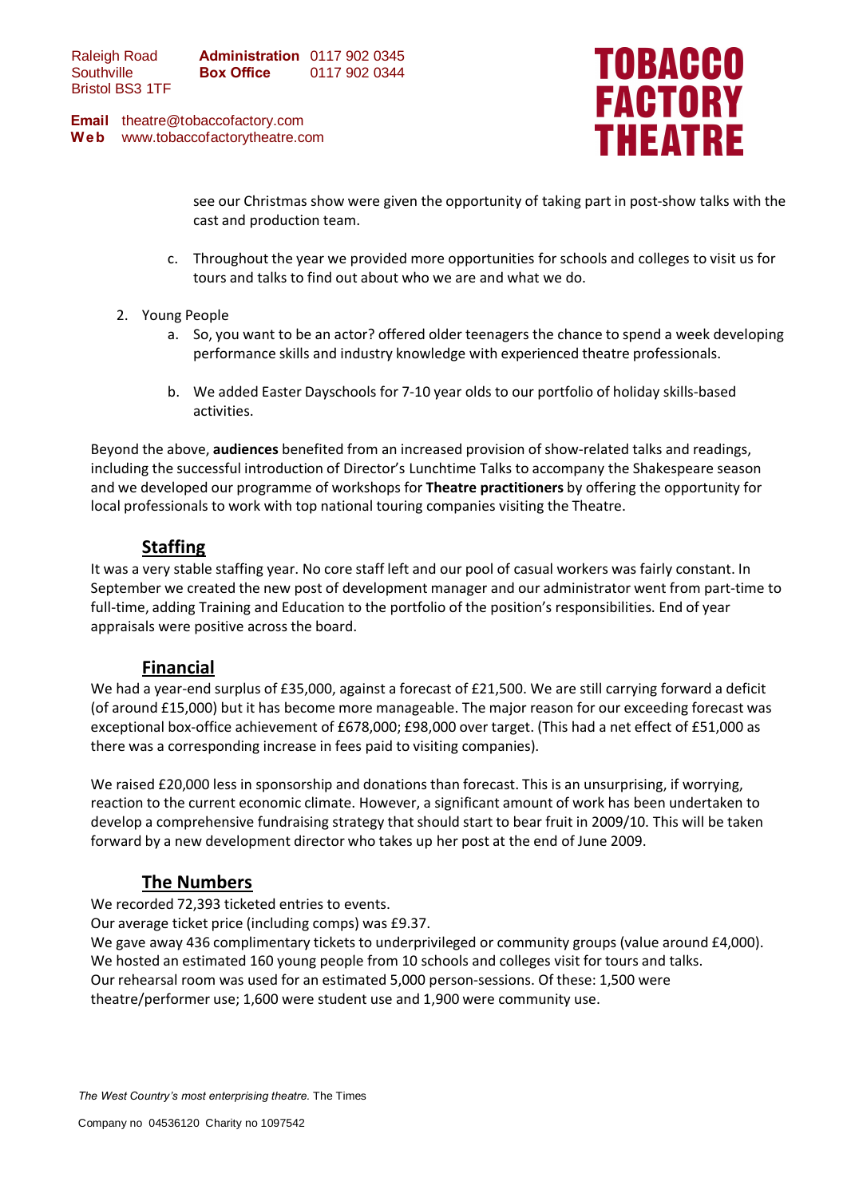see our Christmas show were given the opportunity of taking part in post-show talks with the cast and production team.

   c. Throughout the year we provided more opportunities for schools and colleges to visit us for tours and talks to find out about who we are and what we do.

2. Young People
   a. So, you want to be an actor? offered older teenagers the chance to spend a week developing performance skills and industry knowledge with experienced theatre professionals.

   b. We added Easter Dayschools for 7-10 year olds to our portfolio of holiday skills-based activities.

Beyond the above, **audiences** benefited from an increased provision of show-related talks and readings, including the successful introduction of Director's Lunchtime Talks to accompany the Shakespeare season and we developed our programme of workshops for **Theatre practitioners** by offering the opportunity for local professionals to work with top national touring companies visiting the Theatre.

## Staffing

It was a very stable staffing year. No core staff left and our pool of casual workers was fairly constant. In September we created the new post of development manager and our administrator went from part-time to full-time, adding Training and Education to the portfolio of the position's responsibilities. End of year appraisals were positive across the board.

## Financial

We had a year-end surplus of £35,000, against a forecast of £21,500. We are still carrying forward a deficit (of around £15,000) but it has become more manageable. The major reason for our exceeding forecast was exceptional box-office achievement of £678,000; £98,000 over target. (This had a net effect of £51,000 as there was a corresponding increase in fees paid to visiting companies).

We raised £20,000 less in sponsorship and donations than forecast. This is an unsurprising, if worrying, reaction to the current economic climate. However, a significant amount of work has been undertaken to develop a comprehensive fundraising strategy that should start to bear fruit in 2009/10. This will be taken forward by a new development director who takes up her post at the end of June 2009.

## The Numbers

We recorded 72,393 ticketed entries to events.
Our average ticket price (including comps) was £9.37.
We gave away 436 complimentary tickets to underprivileged or community groups (value around £4,000).
We hosted an estimated 160 young people from 10 schools and colleges visit for tours and talks.
Our rehearsal room was used for an estimated 5,000 person-sessions. Of these: 1,500 were theatre/performer use; 1,600 were student use and 1,900 were community use.